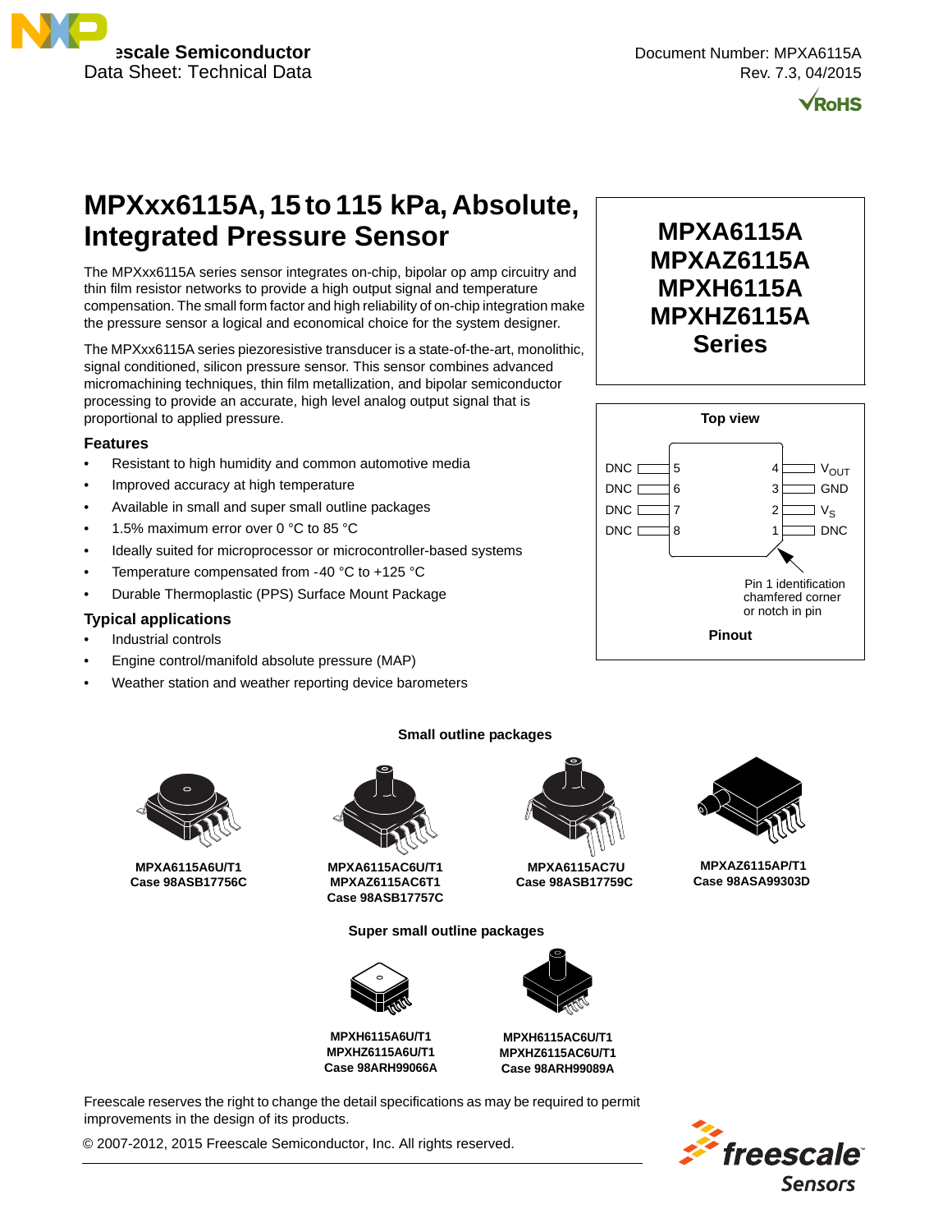Freescale Semiconductor
Data Sheet: Technical Data

Document Number: MPXA6115A
Rev. 7.3, 04/2015

# MPXxx6115A, 15 to 115 kPa, Absolute, Integrated Pressure Sensor

**MPXA6115A**
**MPXAZ6115A**
**MPXH6115A**
**MPXHZ6115A**
**Series**

The MPXxx6115A series sensor integrates on-chip, bipolar op amp circuitry and thin film resistor networks to provide a high output signal and temperature compensation. The small form factor and high reliability of on-chip integration make the pressure sensor a logical and economical choice for the system designer.

The MPXxx6115A series piezoresistive transducer is a state-of-the-art, monolithic, signal conditioned, silicon pressure sensor. This sensor combines advanced micromachining techniques, thin film metallization, and bipolar semiconductor processing to provide an accurate, high level analog output signal that is proportional to applied pressure.

## Features

- Resistant to high humidity and common automotive media
- Improved accuracy at high temperature
- Available in small and super small outline packages
- 1.5% maximum error over 0 °C to 85 °C
- Ideally suited for microprocessor or microcontroller-based systems
- Temperature compensated from -40 °C to +125 °C
- Durable Thermoplastic (PPS) Surface Mount Package

## Typical applications

- Industrial controls
- Engine control/manifold absolute pressure (MAP)
- Weather station and weather reporting device barometers

**Top view**

| Pin | Name | Pin | Name |
|---|---|---|---|
| 5 | DNC | 4 | $V_{OUT}$ |
| 6 | DNC | 3 | GND |
| 7 | DNC | 2 | $V_S$ |
| 8 | DNC | 1 | DNC |

Pin 1 identification chamfered corner or notch in pin

**Pinout**

**Small outline packages**

**MPXA6115A6U/T1**
**Case 98ASB17756C**

**MPXA6115AC6U/T1**
**MPXAZ6115AC6T1**
**Case 98ASB17757C**

**MPXA6115AC7U**
**Case 98ASB17759C**

**MPXAZ6115AP/T1**
**Case 98ASA99303D**

**Super small outline packages**

**MPXH6115A6U/T1**
**MPXHZ6115A6U/T1**
**Case 98ARH99066A**

**MPXH6115AC6U/T1**
**MPXHZ6115AC6U/T1**
**Case 98ARH99089A**

Freescale reserves the right to change the detail specifications as may be required to permit improvements in the design of its products.

© 2007-2012, 2015 Freescale Semiconductor, Inc. All rights reserved.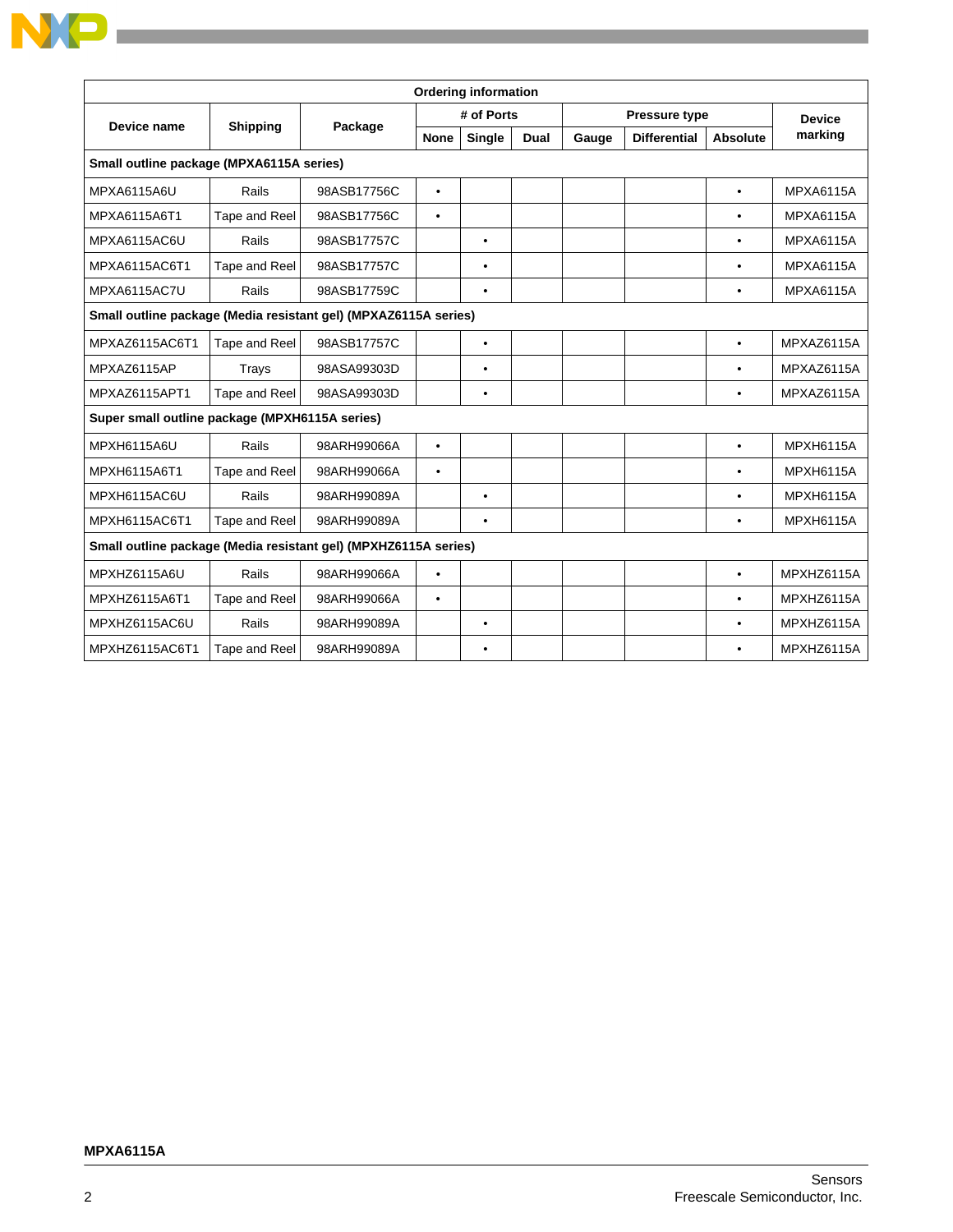| Ordering information | | | | | | | | | |
|---|---|---|---|---|---|---|---|---|---|
| Device name | Shipping | Package | # of Ports | | | Pressure type | | | Device marking |
| | | | None | Single | Dual | Gauge | Differential | Absolute | |
| **Small outline package (MPXA6115A series)** | | | | | | | | | |
| MPXA6115A6U | Rails | 98ASB17756C | • | | | | | • | MPXA6115A |
| MPXA6115A6T1 | Tape and Reel | 98ASB17756C | • | | | | | • | MPXA6115A |
| MPXA6115AC6U | Rails | 98ASB17757C | | • | | | | • | MPXA6115A |
| MPXA6115AC6T1 | Tape and Reel | 98ASB17757C | | • | | | | • | MPXA6115A |
| MPXA6115AC7U | Rails | 98ASB17759C | | • | | | | • | MPXA6115A |
| **Small outline package (Media resistant gel) (MPXAZ6115A series)** | | | | | | | | | |
| MPXAZ6115AC6T1 | Tape and Reel | 98ASB17757C | | • | | | | • | MPXAZ6115A |
| MPXAZ6115AP | Trays | 98ASA99303D | | • | | | | • | MPXAZ6115A |
| MPXAZ6115APT1 | Tape and Reel | 98ASA99303D | | • | | | | • | MPXAZ6115A |
| **Super small outline package (MPXH6115A series)** | | | | | | | | | |
| MPXH6115A6U | Rails | 98ARH99066A | • | | | | | • | MPXH6115A |
| MPXH6115A6T1 | Tape and Reel | 98ARH99066A | • | | | | | • | MPXH6115A |
| MPXH6115AC6U | Rails | 98ARH99089A | | • | | | | • | MPXH6115A |
| MPXH6115AC6T1 | Tape and Reel | 98ARH99089A | | • | | | | • | MPXH6115A |
| **Small outline package (Media resistant gel) (MPXHZ6115A series)** | | | | | | | | | |
| MPXHZ6115A6U | Rails | 98ARH99066A | • | | | | | • | MPXHZ6115A |
| MPXHZ6115A6T1 | Tape and Reel | 98ARH99066A | • | | | | | • | MPXHZ6115A |
| MPXHZ6115AC6U | Rails | 98ARH99089A | | • | | | | • | MPXHZ6115A |
| MPXHZ6115AC6T1 | Tape and Reel | 98ARH99089A | | • | | | | • | MPXHZ6115A |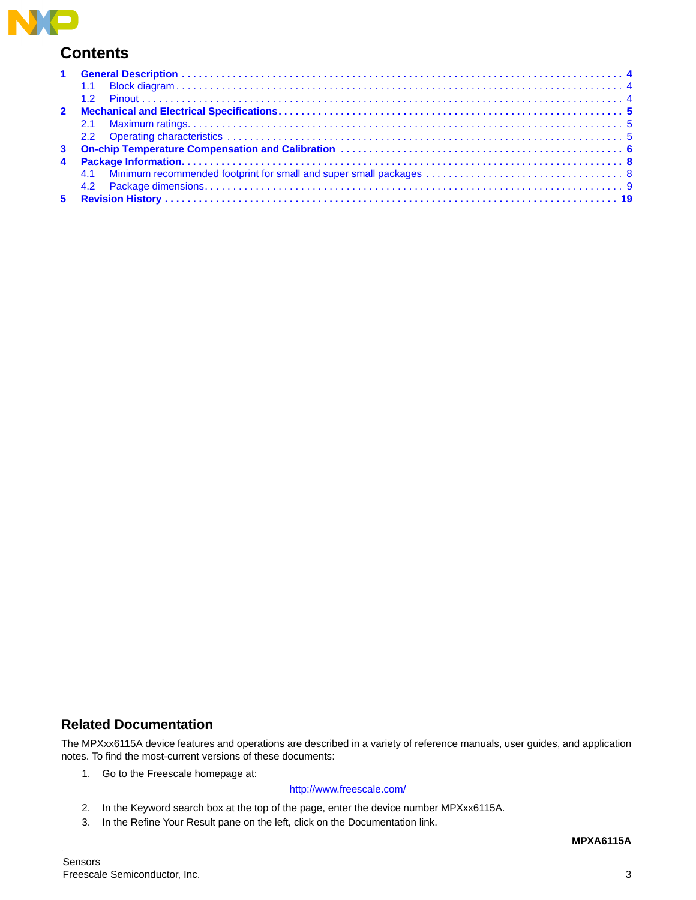## Contents

1 General Description . . . . . . . . . . . . . . . . . . . . . . . . . . . . . . . . . . . . . . . . . . . . . . . . . . . . . . . . . . . . . . . . . . . . . . . . . 4
   1.1 Block diagram . . . . . . . . . . . . . . . . . . . . . . . . . . . . . . . . . . . . . . . . . . . . . . . . . . . . . . . . . . . . . . . . . . . . . . . . 4
   1.2 Pinout . . . . . . . . . . . . . . . . . . . . . . . . . . . . . . . . . . . . . . . . . . . . . . . . . . . . . . . . . . . . . . . . . . . . . . . . . . . . . 4
2 Mechanical and Electrical Specifications . . . . . . . . . . . . . . . . . . . . . . . . . . . . . . . . . . . . . . . . . . . . . . . . . . . . . . . 5
   2.1 Maximum ratings . . . . . . . . . . . . . . . . . . . . . . . . . . . . . . . . . . . . . . . . . . . . . . . . . . . . . . . . . . . . . . . . . . . . . . 5
   2.2 Operating characteristics . . . . . . . . . . . . . . . . . . . . . . . . . . . . . . . . . . . . . . . . . . . . . . . . . . . . . . . . . . . . . . . 5
3 On-chip Temperature Compensation and Calibration . . . . . . . . . . . . . . . . . . . . . . . . . . . . . . . . . . . . . . . . . . . . . . 6
4 Package Information . . . . . . . . . . . . . . . . . . . . . . . . . . . . . . . . . . . . . . . . . . . . . . . . . . . . . . . . . . . . . . . . . . . . . . . 8
   4.1 Minimum recommended footprint for small and super small packages . . . . . . . . . . . . . . . . . . . . . . . . . . . . . . . 8
   4.2 Package dimensions . . . . . . . . . . . . . . . . . . . . . . . . . . . . . . . . . . . . . . . . . . . . . . . . . . . . . . . . . . . . . . . . . . . . 9
5 Revision History . . . . . . . . . . . . . . . . . . . . . . . . . . . . . . . . . . . . . . . . . . . . . . . . . . . . . . . . . . . . . . . . . . . . . . . . . 19

## Related Documentation

The MPXxx6115A device features and operations are described in a variety of reference manuals, user guides, and application notes. To find the most-current versions of these documents:

1. Go to the Freescale homepage at:

   http://www.freescale.com/

2. In the Keyword search box at the top of the page, enter the device number MPXxx6115A.
3. In the Refine Your Result pane on the left, click on the Documentation link.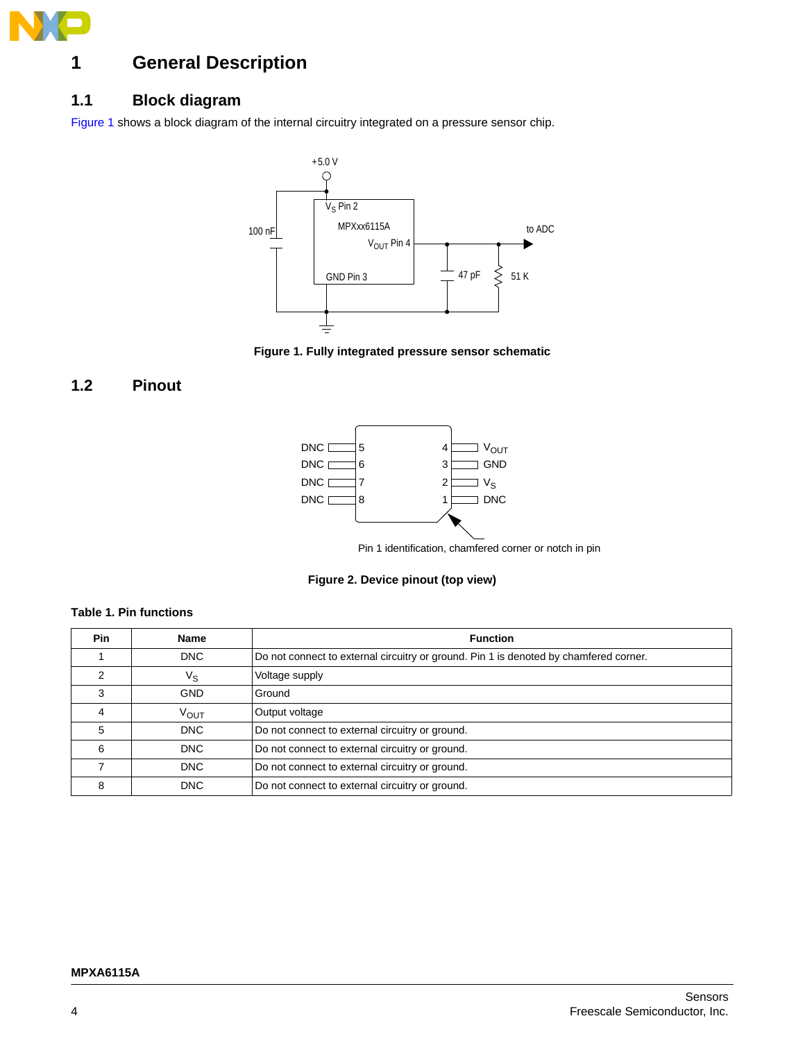# 1 General Description

## 1.1 Block diagram

Figure 1 shows a block diagram of the internal circuitry integrated on a pressure sensor chip.

Figure 1. Fully integrated pressure sensor schematic

## 1.2 Pinout

Figure 2. Device pinout (top view)

**Table 1. Pin functions**

| Pin | Name | Function |
|---|---|---|
| 1 | DNC | Do not connect to external circuitry or ground. Pin 1 is denoted by chamfered corner. |
| 2 | $V_S$ | Voltage supply |
| 3 | GND | Ground |
| 4 | $V_{OUT}$ | Output voltage |
| 5 | DNC | Do not connect to external circuitry or ground. |
| 6 | DNC | Do not connect to external circuitry or ground. |
| 7 | DNC | Do not connect to external circuitry or ground. |
| 8 | DNC | Do not connect to external circuitry or ground. |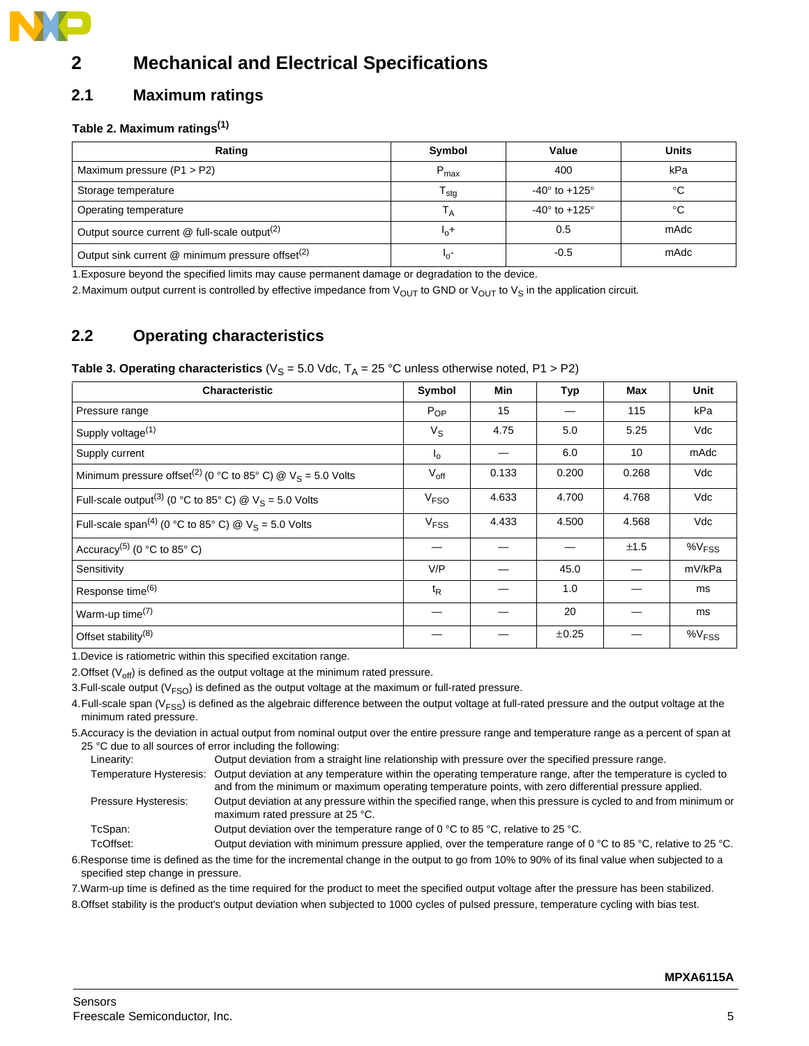# 2 Mechanical and Electrical Specifications

## 2.1 Maximum ratings

**Table 2. Maximum ratings**[1]

| Rating | Symbol | Value | Units |
|---|---|---|---|
| Maximum pressure (P1 > P2) | $P_{max}$ | 400 | kPa |
| Storage temperature | $T_{stg}$ | -40° to +125° | °C |
| Operating temperature | $T_A$ | -40° to +125° | °C |
| Output source current @ full-scale output[2] | $I_o+$ | 0.5 | mAdc |
| Output sink current @ minimum pressure offset[2] | $I_o-$ | -0.5 | mAdc |

1. Exposure beyond the specified limits may cause permanent damage or degradation to the device.
2. Maximum output current is controlled by effective impedance from $V_{OUT}$ to GND or $V_{OUT}$ to $V_S$ in the application circuit.

## 2.2 Operating characteristics

**Table 3. Operating characteristics** ($V_S$ = 5.0 Vdc, $T_A$ = 25 °C unless otherwise noted, P1 > P2)

| Characteristic | Symbol | Min | Typ | Max | Unit |
|---|---|---|---|---|---|
| Pressure range | $P_{OP}$ | 15 | — | 115 | kPa |
| Supply voltage[1] | $V_S$ | 4.75 | 5.0 | 5.25 | Vdc |
| Supply current | $I_o$ | — | 6.0 | 10 | mAdc |
| Minimum pressure offset[2] (0 °C to 85° C) @ $V_S$ = 5.0 Volts | $V_{off}$ | 0.133 | 0.200 | 0.268 | Vdc |
| Full-scale output[3] (0 °C to 85° C) @ $V_S$ = 5.0 Volts | $V_{FSO}$ | 4.633 | 4.700 | 4.768 | Vdc |
| Full-scale span[4] (0 °C to 85° C) @ $V_S$ = 5.0 Volts | $V_{FSS}$ | 4.433 | 4.500 | 4.568 | Vdc |
| Accuracy[5] (0 °C to 85° C) | — | — | — | ±1.5 | $\%V_{FSS}$ |
| Sensitivity | V/P | — | 45.0 | — | mV/kPa |
| Response time[6] | $t_R$ | — | 1.0 | — | ms |
| Warm-up time[7] | — | — | 20 | — | ms |
| Offset stability[8] | — | — | ±0.25 | — | $\%V_{FSS}$ |

1. Device is ratiometric within this specified excitation range.
2. Offset ($V_{off}$) is defined as the output voltage at the minimum rated pressure.
3. Full-scale output ($V_{FSO}$) is defined as the output voltage at the maximum or full-rated pressure.
4. Full-scale span ($V_{FSS}$) is defined as the algebraic difference between the output voltage at full-rated pressure and the output voltage at the minimum rated pressure.
5. Accuracy is the deviation in actual output from nominal output over the entire pressure range and temperature range as a percent of span at 25 °C due to all sources of error including the following:
   - Linearity: Output deviation from a straight line relationship with pressure over the specified pressure range.
   - Temperature Hysteresis: Output deviation at any temperature within the operating temperature range, after the temperature is cycled to and from the minimum or maximum operating temperature points, with zero differential pressure applied.
   - Pressure Hysteresis: Output deviation at any pressure within the specified range, when this pressure is cycled to and from minimum or maximum rated pressure at 25 °C.
   - TcSpan: Output deviation over the temperature range of 0 °C to 85 °C, relative to 25 °C.
   - TcOffset: Output deviation with minimum pressure applied, over the temperature range of 0 °C to 85 °C, relative to 25 °C.
6. Response time is defined as the time for the incremental change in the output to go from 10% to 90% of its final value when subjected to a specified step change in pressure.
7. Warm-up time is defined as the time required for the product to meet the specified output voltage after the pressure has been stabilized.
8. Offset stability is the product's output deviation when subjected to 1000 cycles of pulsed pressure, temperature cycling with bias test.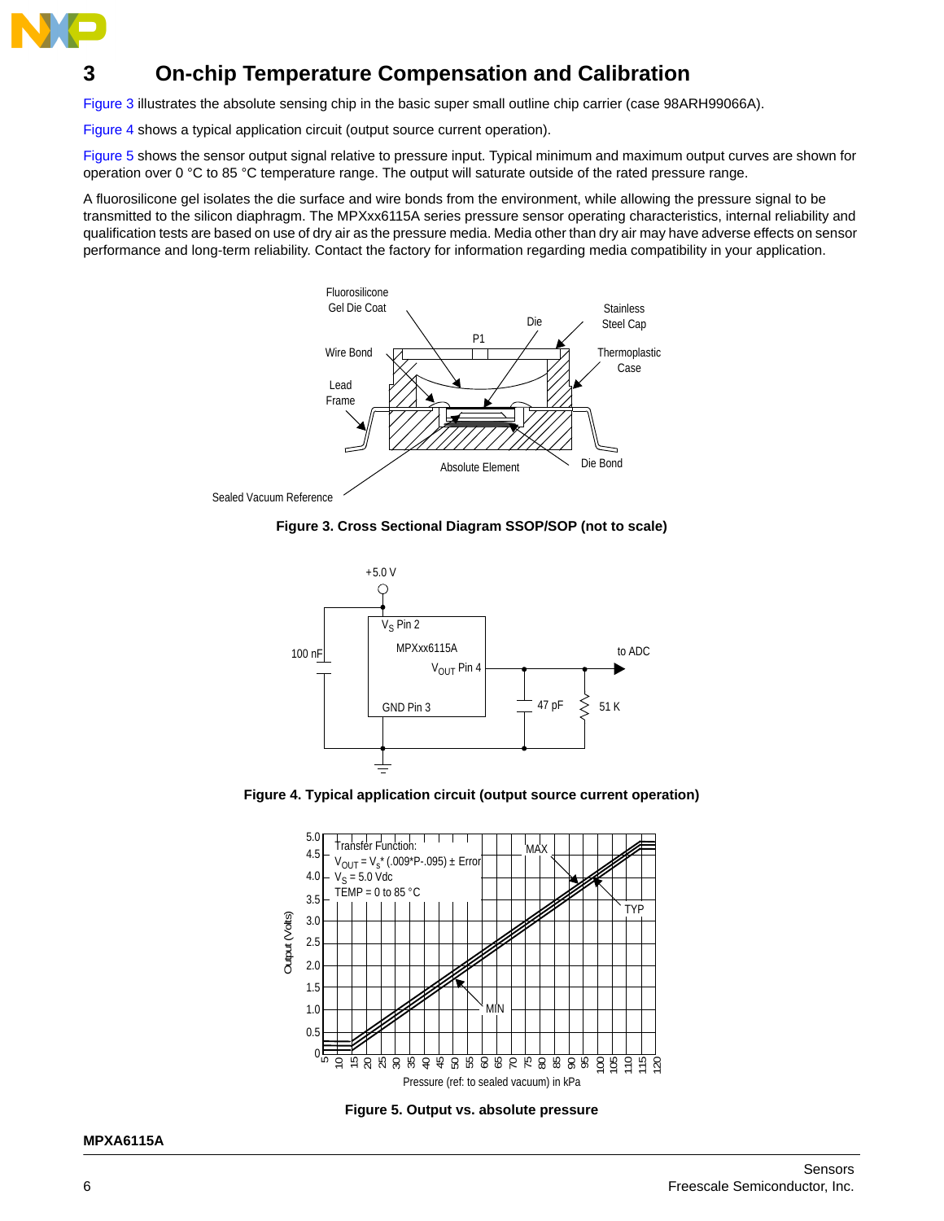# 3 On-chip Temperature Compensation and Calibration

Figure 3 illustrates the absolute sensing chip in the basic super small outline chip carrier (case 98ARH99066A).

Figure 4 shows a typical application circuit (output source current operation).

Figure 5 shows the sensor output signal relative to pressure input. Typical minimum and maximum output curves are shown for operation over 0 °C to 85 °C temperature range. The output will saturate outside of the rated pressure range.

A fluorosilicone gel isolates the die surface and wire bonds from the environment, while allowing the pressure signal to be transmitted to the silicon diaphragm. The MPXxx6115A series pressure sensor operating characteristics, internal reliability and qualification tests are based on use of dry air as the pressure media. Media other than dry air may have adverse effects on sensor performance and long-term reliability. Contact the factory for information regarding media compatibility in your application.

**Figure 3. Cross Sectional Diagram SSOP/SOP (not to scale)**

**Figure 4. Typical application circuit (output source current operation)**

**Figure 5. Output vs. absolute pressure**

Transfer Function: $V_{OUT} = V_S * (.009*P-.095) \pm Error$, $V_S = 5.0$ Vdc, TEMP = 0 to 85 °C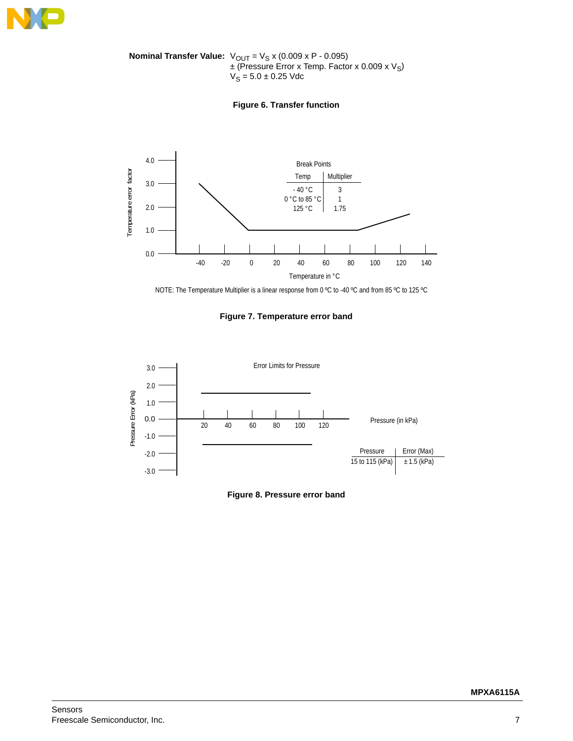**Nominal Transfer Value:** $V_{OUT} = V_S \times (0.009 \times P - 0.095)$
$\pm$ (Pressure Error x Temp. Factor x 0.009 x $V_S$)
$V_S = 5.0 \pm 0.25$ Vdc

**Figure 6. Transfer function**

Break Points

| Temp | Multiplier |
|---|---|
| - 40 °C | 3 |
| 0 °C to 85 °C | 1 |
| 125 °C | 1.75 |

NOTE: The Temperature Multiplier is a linear response from 0 ºC to -40 ºC and from 85 ºC to 125 ºC

**Figure 7. Temperature error band**

Error Limits for Pressure

| Pressure | Error (Max) |
|---|---|
| 15 to 115 (kPa) | ± 1.5 (kPa) |

**Figure 8. Pressure error band**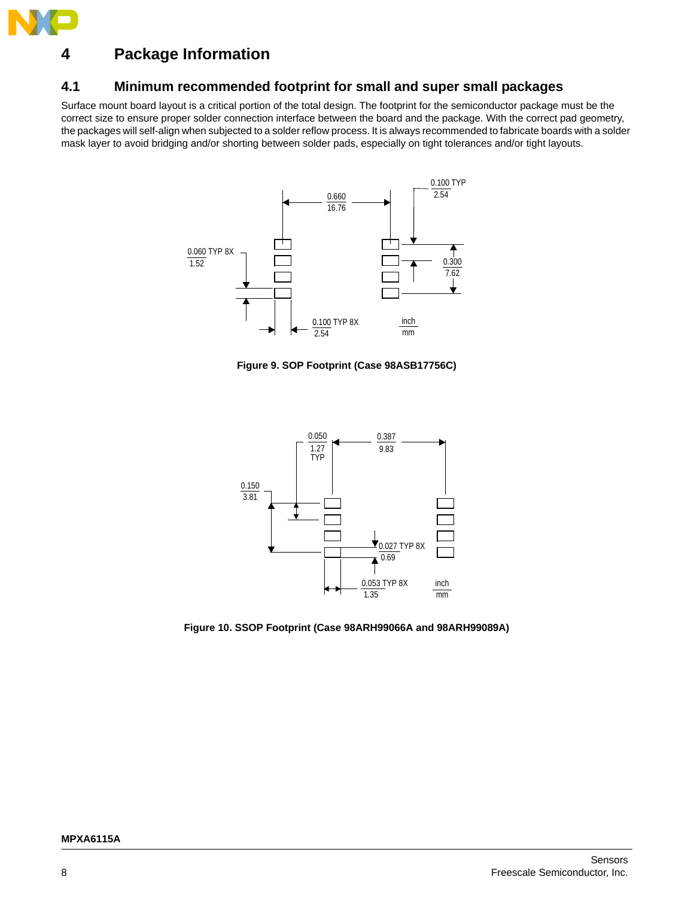# 4 Package Information

## 4.1 Minimum recommended footprint for small and super small packages

Surface mount board layout is a critical portion of the total design. The footprint for the semiconductor package must be the correct size to ensure proper solder connection interface between the board and the package. With the correct pad geometry, the packages will self-align when subjected to a solder reflow process. It is always recommended to fabricate boards with a solder mask layer to avoid bridging and/or shorting between solder pads, especially on tight tolerances and/or tight layouts.

**Figure 9. SOP Footprint (Case 98ASB17756C)**

**Figure 10. SSOP Footprint (Case 98ARH99066A and 98ARH99089A)**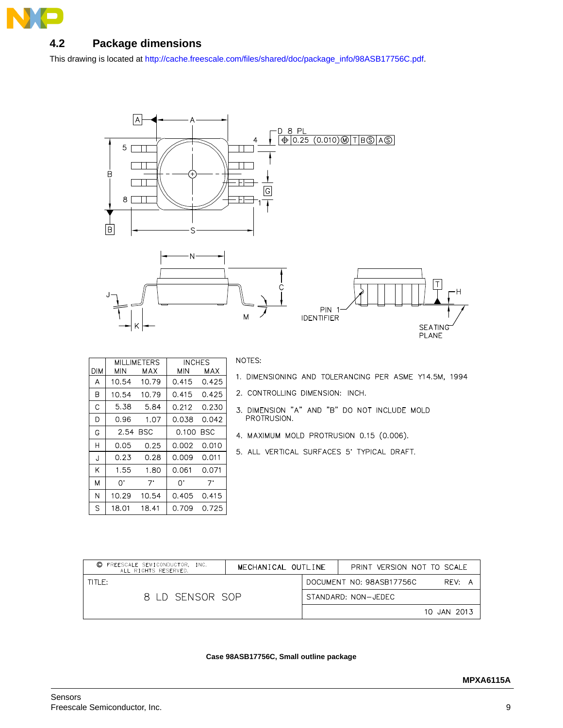## 4.2 Package dimensions

This drawing is located at http://cache.freescale.com/files/shared/doc/package_info/98ASB17756C.pdf.

| DIM | MILLIMETERS MIN | MILLIMETERS MAX | INCHES MIN | INCHES MAX |
|---|---|---|---|---|
| A | 10.54 | 10.79 | 0.415 | 0.425 |
| B | 10.54 | 10.79 | 0.415 | 0.425 |
| C | 5.38 | 5.84 | 0.212 | 0.230 |
| D | 0.96 | 1.07 | 0.038 | 0.042 |
| G | 2.54 BSC | | 0.100 BSC | |
| H | 0.05 | 0.25 | 0.002 | 0.010 |
| J | 0.23 | 0.28 | 0.009 | 0.011 |
| K | 1.55 | 1.80 | 0.061 | 0.071 |
| M | 0° | 7° | 0° | 7° |
| N | 10.29 | 10.54 | 0.405 | 0.415 |
| S | 18.01 | 18.41 | 0.709 | 0.725 |

NOTES:

1. DIMENSIONING AND TOLERANCING PER ASME Y14.5M, 1994
2. CONTROLLING DIMENSION: INCH.
3. DIMENSION "A" AND "B" DO NOT INCLUDE MOLD PROTRUSION.
4. MAXIMUM MOLD PROTRUSION 0.15 (0.006).
5. ALL VERTICAL SURFACES 5° TYPICAL DRAFT.

| © FREESCALE SEMICONDUCTOR, INC. ALL RIGHTS RESERVED. | MECHANICAL OUTLINE | PRINT VERSION NOT TO SCALE |
|---|---|---|
| TITLE: 8 LD SENSOR SOP | | DOCUMENT NO: 98ASB17756C REV: A |
| | | STANDARD: NON-JEDEC |
| | | 10 JAN 2013 |

**Case 98ASB17756C, Small outline package**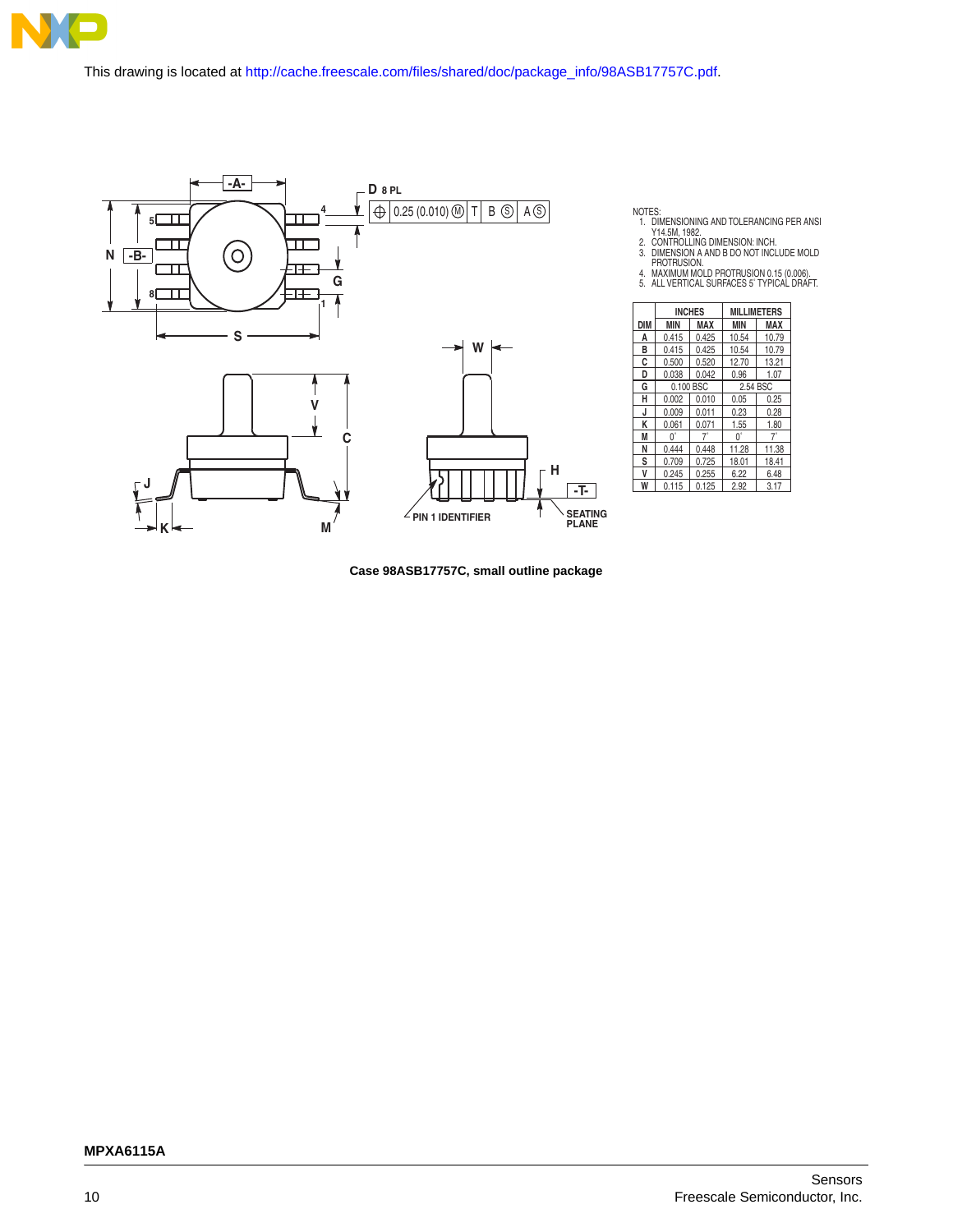This drawing is located at http://cache.freescale.com/files/shared/doc/package_info/98ASB17757C.pdf.

NOTES:
1. DIMENSIONING AND TOLERANCING PER ANSI Y14.5M, 1982.
2. CONTROLLING DIMENSION: INCH.
3. DIMENSION A AND B DO NOT INCLUDE MOLD PROTRUSION.
4. MAXIMUM MOLD PROTRUSION 0.15 (0.006).
5. ALL VERTICAL SURFACES 5° TYPICAL DRAFT.

| DIM | INCHES | | MILLIMETERS | |
|---|---|---|---|---|
| | MIN | MAX | MIN | MAX |
| A | 0.415 | 0.425 | 10.54 | 10.79 |
| B | 0.415 | 0.425 | 10.54 | 10.79 |
| C | 0.500 | 0.520 | 12.70 | 13.21 |
| D | 0.038 | 0.042 | 0.96 | 1.07 |
| G | 0.100 BSC | | 2.54 BSC | |
| H | 0.002 | 0.010 | 0.05 | 0.25 |
| J | 0.009 | 0.011 | 0.23 | 0.28 |
| K | 0.061 | 0.071 | 1.55 | 1.80 |
| M | 0° | 7° | 0° | 7° |
| N | 0.444 | 0.448 | 11.28 | 11.38 |
| S | 0.709 | 0.725 | 18.01 | 18.41 |
| V | 0.245 | 0.255 | 6.22 | 6.48 |
| W | 0.115 | 0.125 | 2.92 | 3.17 |

**Case 98ASB17757C, small outline package**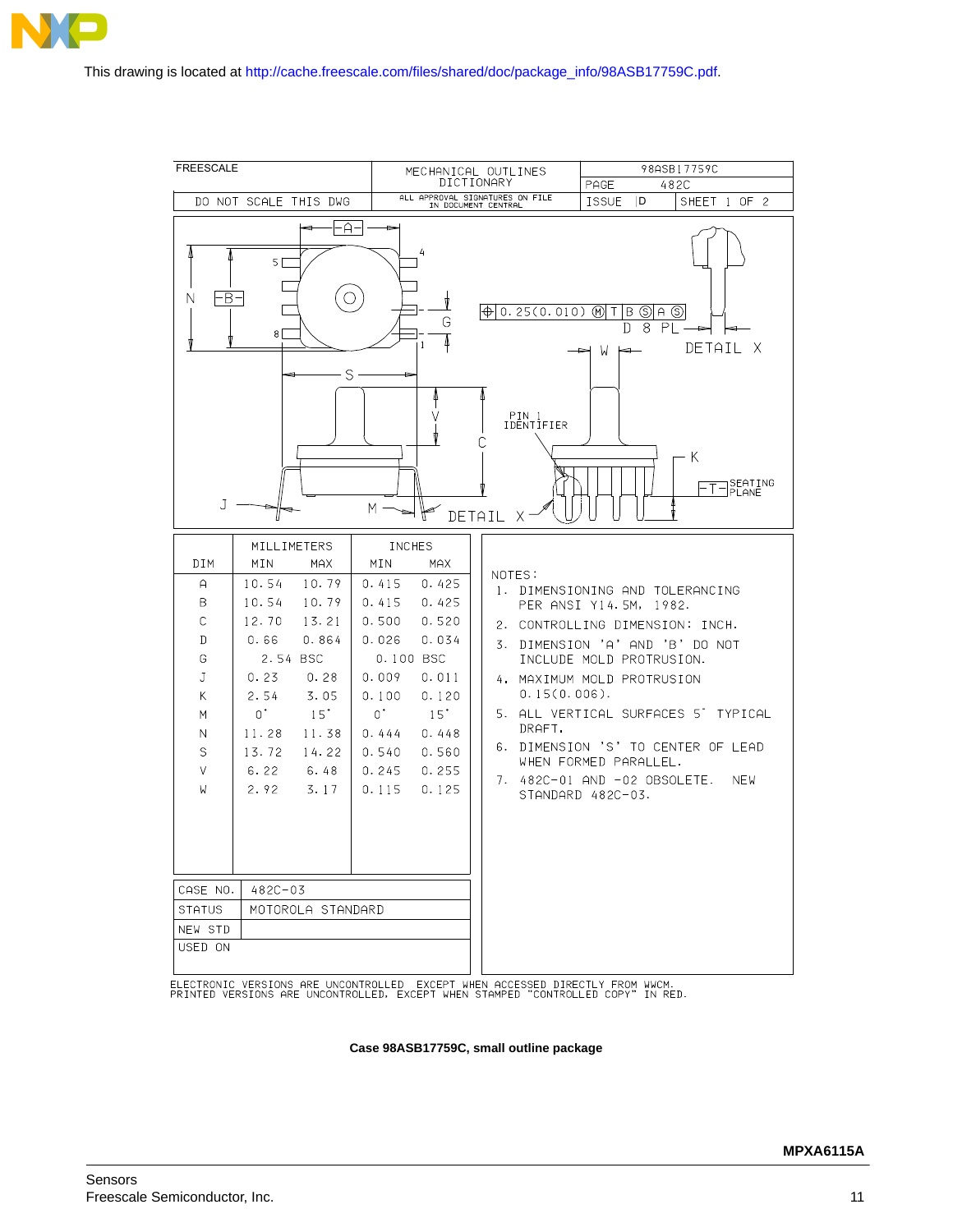This drawing is located at http://cache.freescale.com/files/shared/doc/package_info/98ASB17759C.pdf.

| FREESCALE | MECHANICAL OUTLINES DICTIONARY | 98ASB17759C |
|---|---|---|
| | | PAGE 482C |
| DO NOT SCALE THIS DWG | ALL APPROVAL SIGNATURES ON FILE IN DOCUMENT CENTRAL | ISSUE D / SHEET 1 OF 2 |

| DIM | MILLIMETERS MIN | MILLIMETERS MAX | INCHES MIN | INCHES MAX |
|---|---|---|---|---|
| A | 10.54 | 10.79 | 0.415 | 0.425 |
| B | 10.54 | 10.79 | 0.415 | 0.425 |
| C | 12.70 | 13.21 | 0.500 | 0.520 |
| D | 0.66 | 0.864 | 0.026 | 0.034 |
| G | 2.54 BSC | | 0.100 BSC | |
| J | 0.23 | 0.28 | 0.009 | 0.011 |
| K | 2.54 | 3.05 | 0.100 | 0.120 |
| M | 0° | 15° | 0° | 15° |
| N | 11.28 | 11.38 | 0.444 | 0.448 |
| S | 13.72 | 14.22 | 0.540 | 0.560 |
| V | 6.22 | 6.48 | 0.245 | 0.255 |
| W | 2.92 | 3.17 | 0.115 | 0.125 |

| | |
|---|---|
| CASE NO. | 482C-03 |
| STATUS | MOTOROLA STANDARD |
| NEW STD | |
| USED ON | |

NOTES:

1. DIMENSIONING AND TOLERANCING PER ANSI Y14.5M, 1982.
2. CONTROLLING DIMENSION: INCH.
3. DIMENSION 'A' AND 'B' DO NOT INCLUDE MOLD PROTRUSION.
4. MAXIMUM MOLD PROTRUSION 0.15(0.006).
5. ALL VERTICAL SURFACES 5° TYPICAL DRAFT.
6. DIMENSION 'S' TO CENTER OF LEAD WHEN FORMED PARALLEL.
7. 482C-01 AND -02 OBSOLETE. NEW STANDARD 482C-03.

ELECTRONIC VERSIONS ARE UNCONTROLLED EXCEPT WHEN ACCESSED DIRECTLY FROM WWCM. PRINTED VERSIONS ARE UNCONTROLLED, EXCEPT WHEN STAMPED "CONTROLLED COPY" IN RED.

**Case 98ASB17759C, small outline package**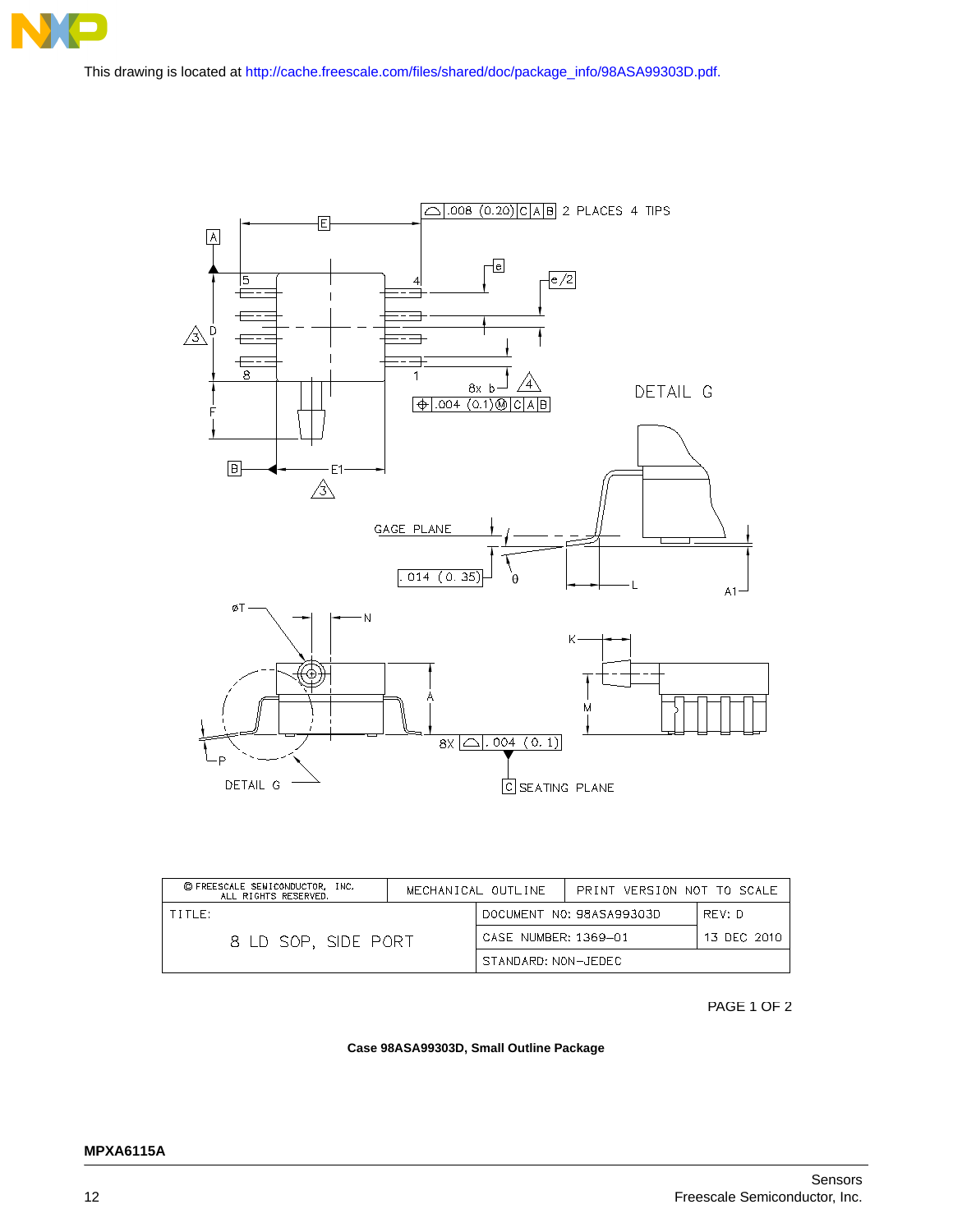This drawing is located at http://cache.freescale.com/files/shared/doc/package_info/98ASA99303D.pdf.

| © FREESCALE SEMICONDUCTOR, INC. ALL RIGHTS RESERVED. | MECHANICAL OUTLINE | PRINT VERSION NOT TO SCALE |
|---|---|---|
| TITLE: 8 LD SOP, SIDE PORT | DOCUMENT NO: 98ASA99303D | REV: D |
| | CASE NUMBER: 1369–01 | 13 DEC 2010 |
| | STANDARD: NON–JEDEC | |

PAGE 1 OF 2

**Case 98ASA99303D, Small Outline Package**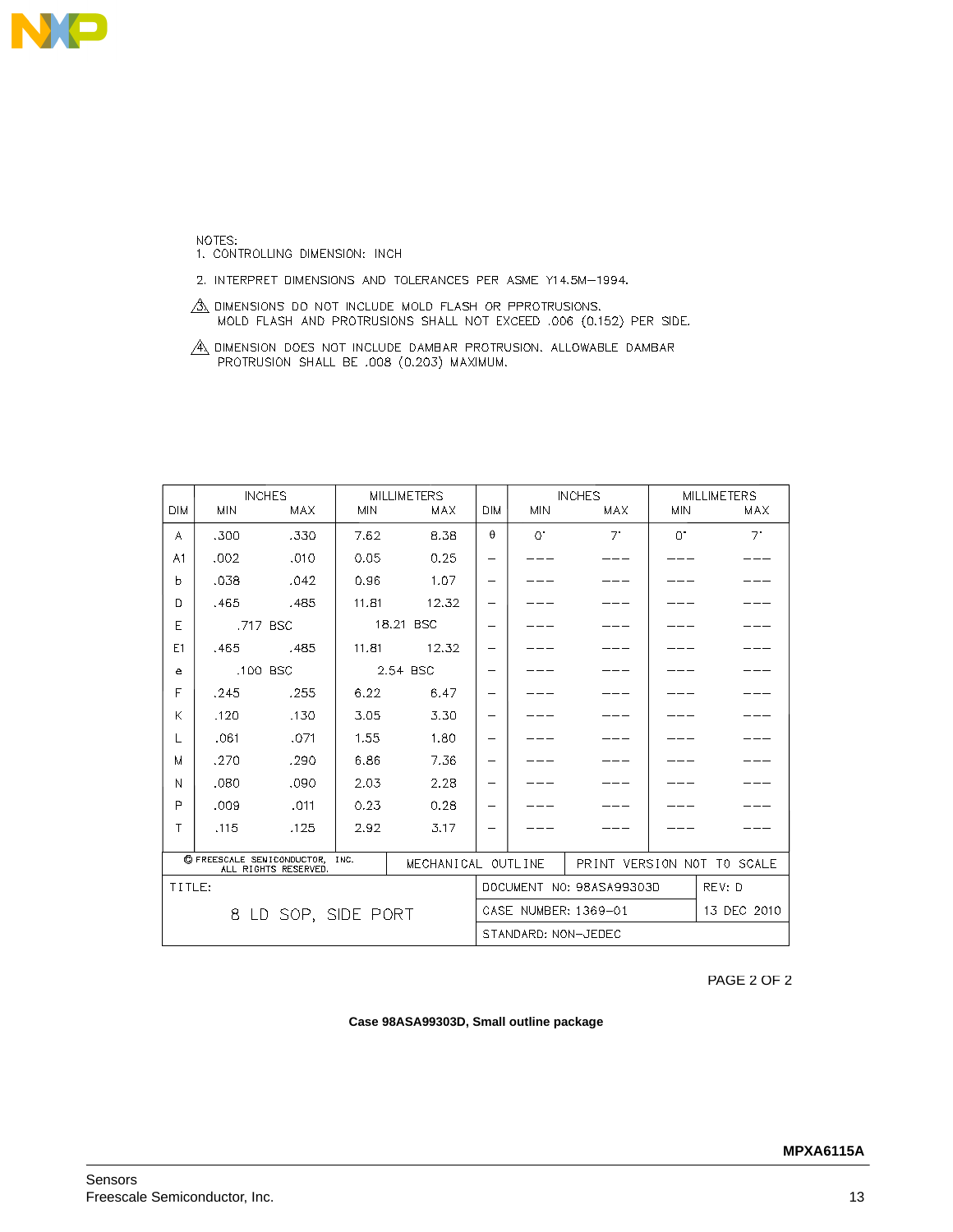NOTES:

1. CONTROLLING DIMENSION: INCH
2. INTERPRET DIMENSIONS AND TOLERANCES PER ASME Y14.5M–1994.
3. DIMENSIONS DO NOT INCLUDE MOLD FLASH OR PPROTRUSIONS. MOLD FLASH AND PROTRUSIONS SHALL NOT EXCEED .006 (0.152) PER SIDE.
4. DIMENSION DOES NOT INCLUDE DAMBAR PROTRUSION. ALLOWABLE DAMBAR PROTRUSION SHALL BE .008 (0.203) MAXIMUM.

| DIM | INCHES MIN | INCHES MAX | MILLIMETERS MIN | MILLIMETERS MAX | DIM | INCHES MIN | INCHES MAX | MILLIMETERS MIN | MILLIMETERS MAX |
|---|---|---|---|---|---|---|---|---|---|
| A | .300 | .330 | 7.62 | 8.38 | θ | 0° | 7° | 0° | 7° |
| A1 | .002 | .010 | 0.05 | 0.25 | – | --- | --- | --- | --- |
| b | .038 | .042 | 0.96 | 1.07 | – | --- | --- | --- | --- |
| D | .465 | .485 | 11.81 | 12.32 | – | --- | --- | --- | --- |
| E | .717 BSC | | 18.21 BSC | | – | --- | --- | --- | --- |
| E1 | .465 | .485 | 11.81 | 12.32 | – | --- | --- | --- | --- |
| e | .100 BSC | | 2.54 BSC | | – | --- | --- | --- | --- |
| F | .245 | .255 | 6.22 | 6.47 | – | --- | --- | --- | --- |
| K | .120 | .130 | 3.05 | 3.30 | – | --- | --- | --- | --- |
| L | .061 | .071 | 1.55 | 1.80 | – | --- | --- | --- | --- |
| M | .270 | .290 | 6.86 | 7.36 | – | --- | --- | --- | --- |
| N | .080 | .090 | 2.03 | 2.28 | – | --- | --- | --- | --- |
| P | .009 | .011 | 0.23 | 0.28 | – | --- | --- | --- | --- |
| T | .115 | .125 | 2.92 | 3.17 | – | --- | --- | --- | --- |

| © FREESCALE SEMICONDUCTOR, INC. ALL RIGHTS RESERVED. | MECHANICAL OUTLINE | PRINT VERSION NOT TO SCALE | |
|---|---|---|---|
| TITLE: 8 LD SOP, SIDE PORT | | DOCUMENT NO: 98ASA99303D | REV: D |
| | | CASE NUMBER: 1369–01 | 13 DEC 2010 |
| | | STANDARD: NON–JEDEC | |

PAGE 2 OF 2

**Case 98ASA99303D, Small outline package**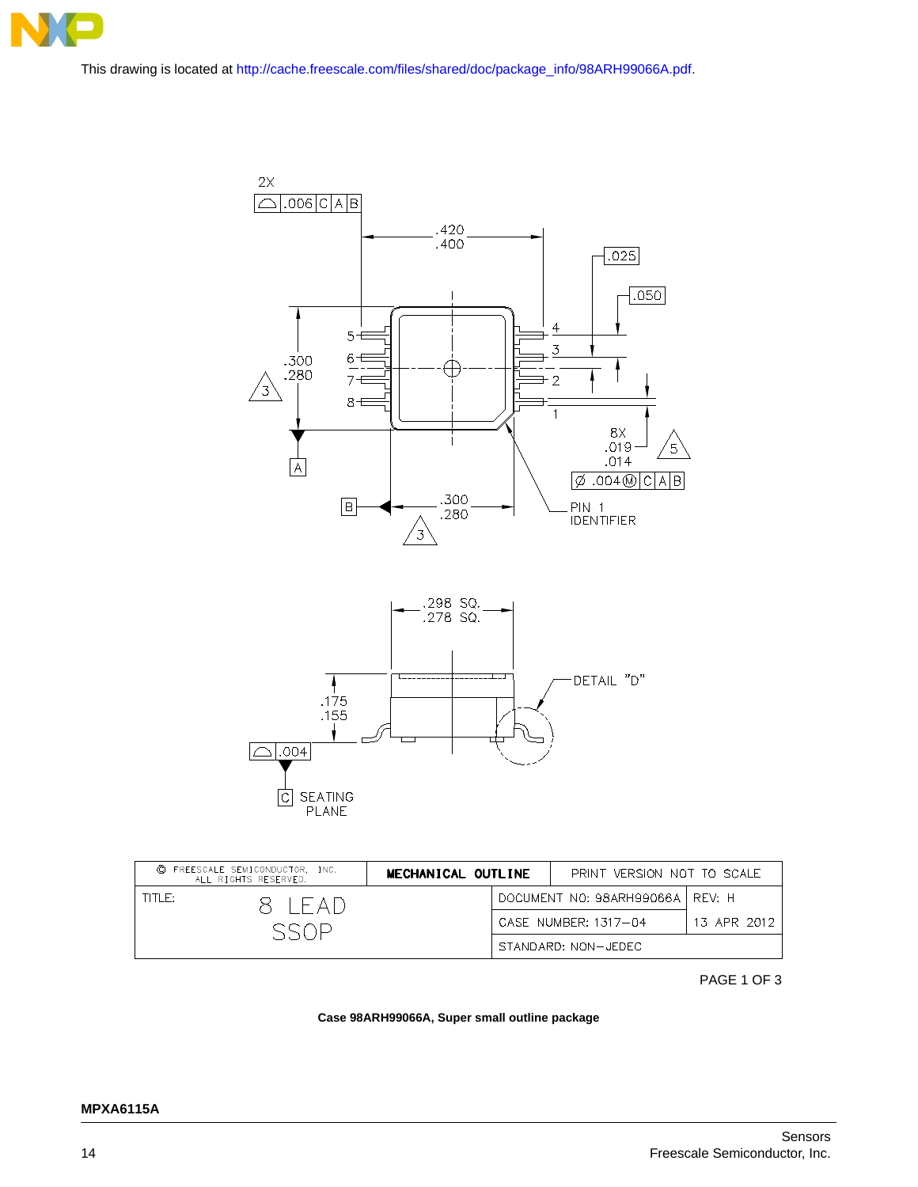This drawing is located at http://cache.freescale.com/files/shared/doc/package_info/98ARH99066A.pdf.

| © FREESCALE SEMICONDUCTOR, INC. ALL RIGHTS RESERVED. | MECHANICAL OUTLINE | PRINT VERSION NOT TO SCALE | |
|---|---|---|---|
| TITLE: 8 LEAD SSOP | | DOCUMENT NO: 98ARH99066A | REV: H |
| | | CASE NUMBER: 1317–04 | 13 APR 2012 |
| | | STANDARD: NON–JEDEC | |

PAGE 1 OF 3

**Case 98ARH99066A, Super small outline package**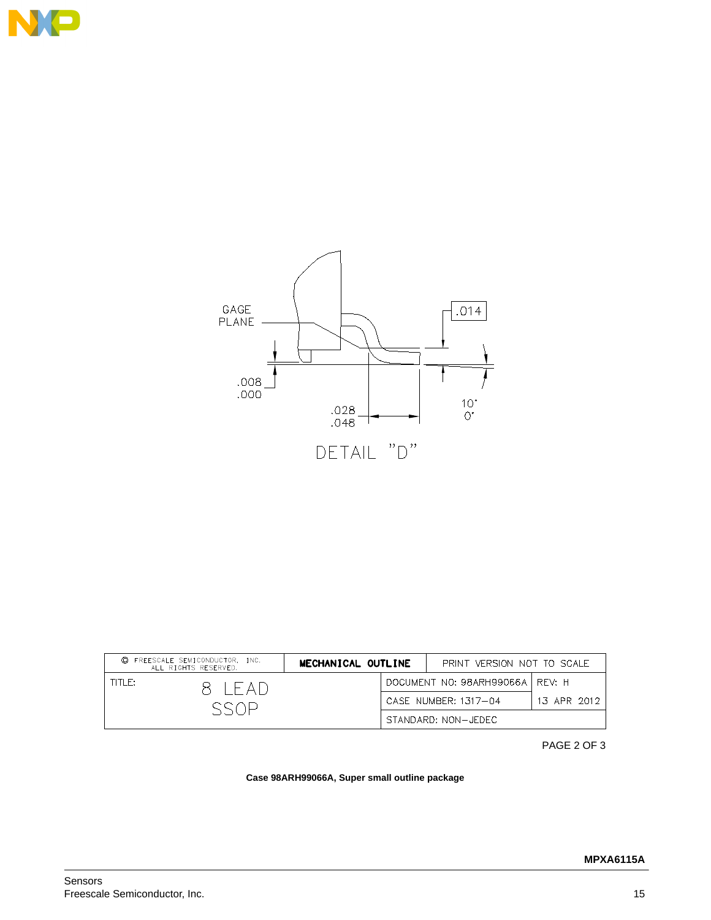GAGE PLANE

.014

.008
.000

.028
.048

10°
0°

DETAIL "D"

| © FREESCALE SEMICONDUCTOR, INC. ALL RIGHTS RESERVED. | MECHANICAL OUTLINE | PRINT VERSION NOT TO SCALE | |
|---|---|---|---|
| TITLE: 8 LEAD SSOP | | DOCUMENT NO: 98ARH99066A | REV: H |
| | | CASE NUMBER: 1317–04 | 13 APR 2012 |
| | | STANDARD: NON–JEDEC | |

PAGE 2 OF 3

**Case 98ARH99066A, Super small outline package**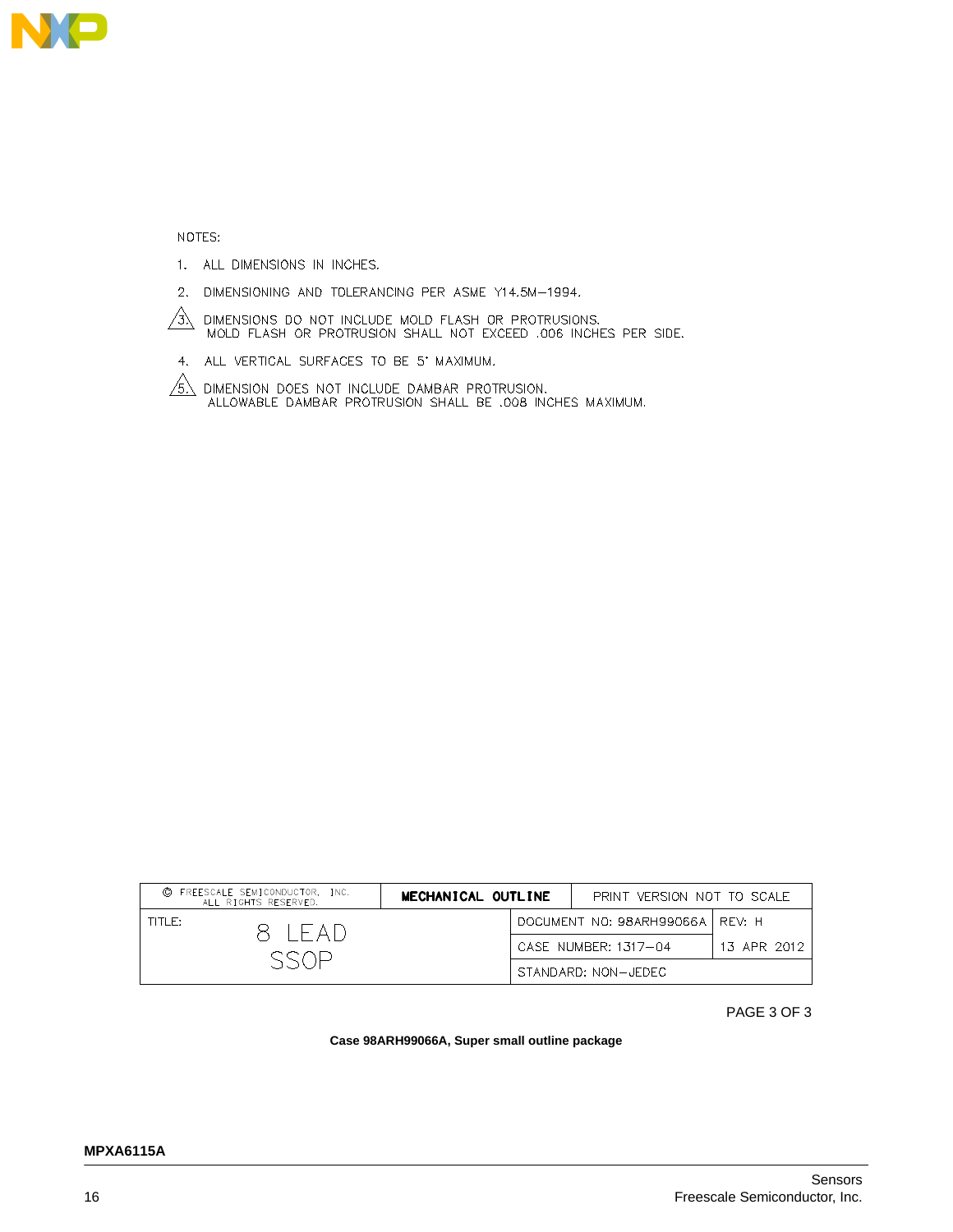NOTES:

1. ALL DIMENSIONS IN INCHES.
2. DIMENSIONING AND TOLERANCING PER ASME Y14.5M—1994.
3. DIMENSIONS DO NOT INCLUDE MOLD FLASH OR PROTRUSIONS.
   MOLD FLASH OR PROTRUSION SHALL NOT EXCEED .006 INCHES PER SIDE.
4. ALL VERTICAL SURFACES TO BE 5° MAXIMUM.
5. DIMENSION DOES NOT INCLUDE DAMBAR PROTRUSION.
   ALLOWABLE DAMBAR PROTRUSION SHALL BE .008 INCHES MAXIMUM.

| © FREESCALE SEMICONDUCTOR, INC. ALL RIGHTS RESERVED. | MECHANICAL OUTLINE | PRINT VERSION NOT TO SCALE | |
|---|---|---|---|
| TITLE: 8 LEAD SSOP | | DOCUMENT NO: 98ARH99066A | REV: H |
| | | CASE NUMBER: 1317—04 | 13 APR 2012 |
| | | STANDARD: NON—JEDEC | |

PAGE 3 OF 3

**Case 98ARH99066A, Super small outline package**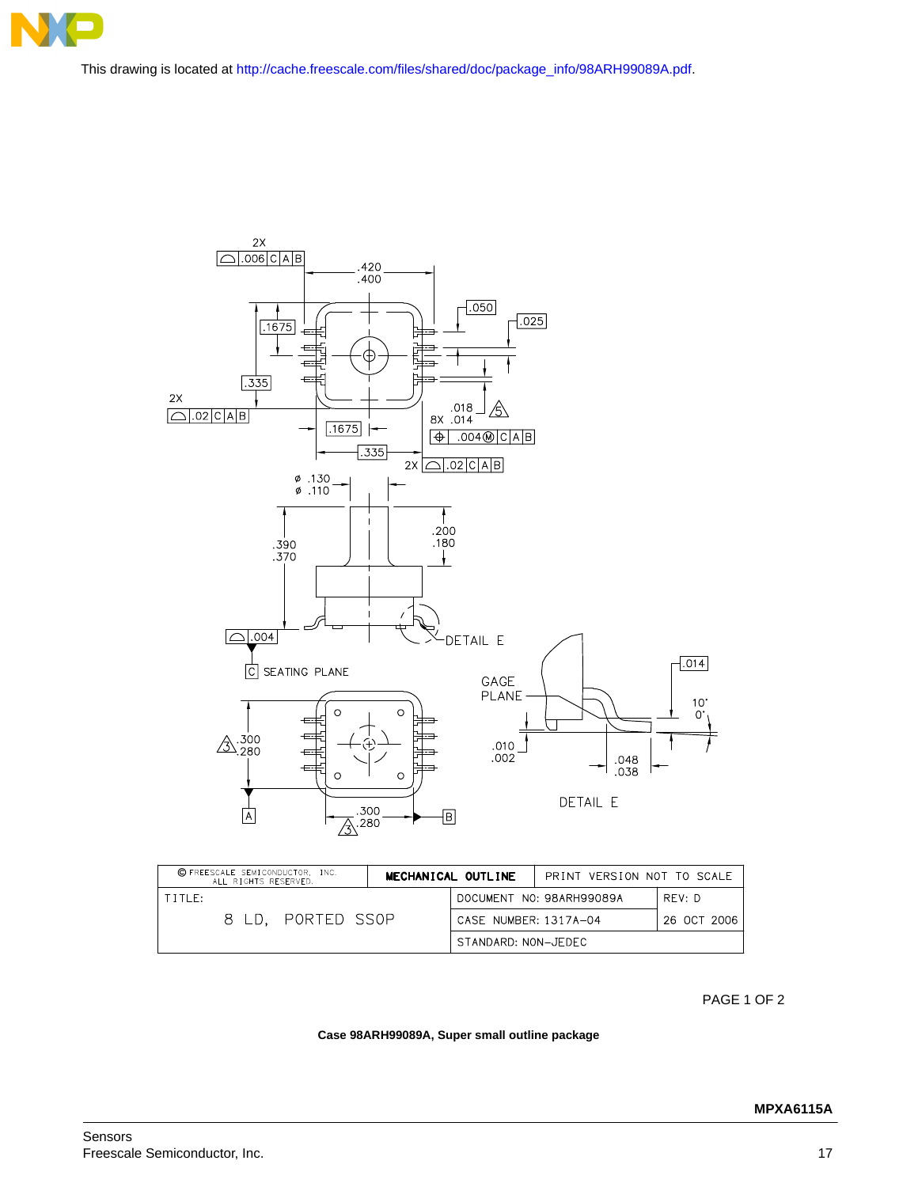This drawing is located at http://cache.freescale.com/files/shared/doc/package_info/98ARH99089A.pdf.

| © FREESCALE SEMICONDUCTOR, INC. ALL RIGHTS RESERVED. | MECHANICAL OUTLINE | PRINT VERSION NOT TO SCALE | |
|---|---|---|---|
| TITLE: 8 LD, PORTED SSOP | | DOCUMENT NO: 98ARH99089A | REV: D |
| | | CASE NUMBER: 1317A–04 | 26 OCT 2006 |
| | | STANDARD: NON–JEDEC | |

PAGE 1 OF 2

**Case 98ARH99089A, Super small outline package**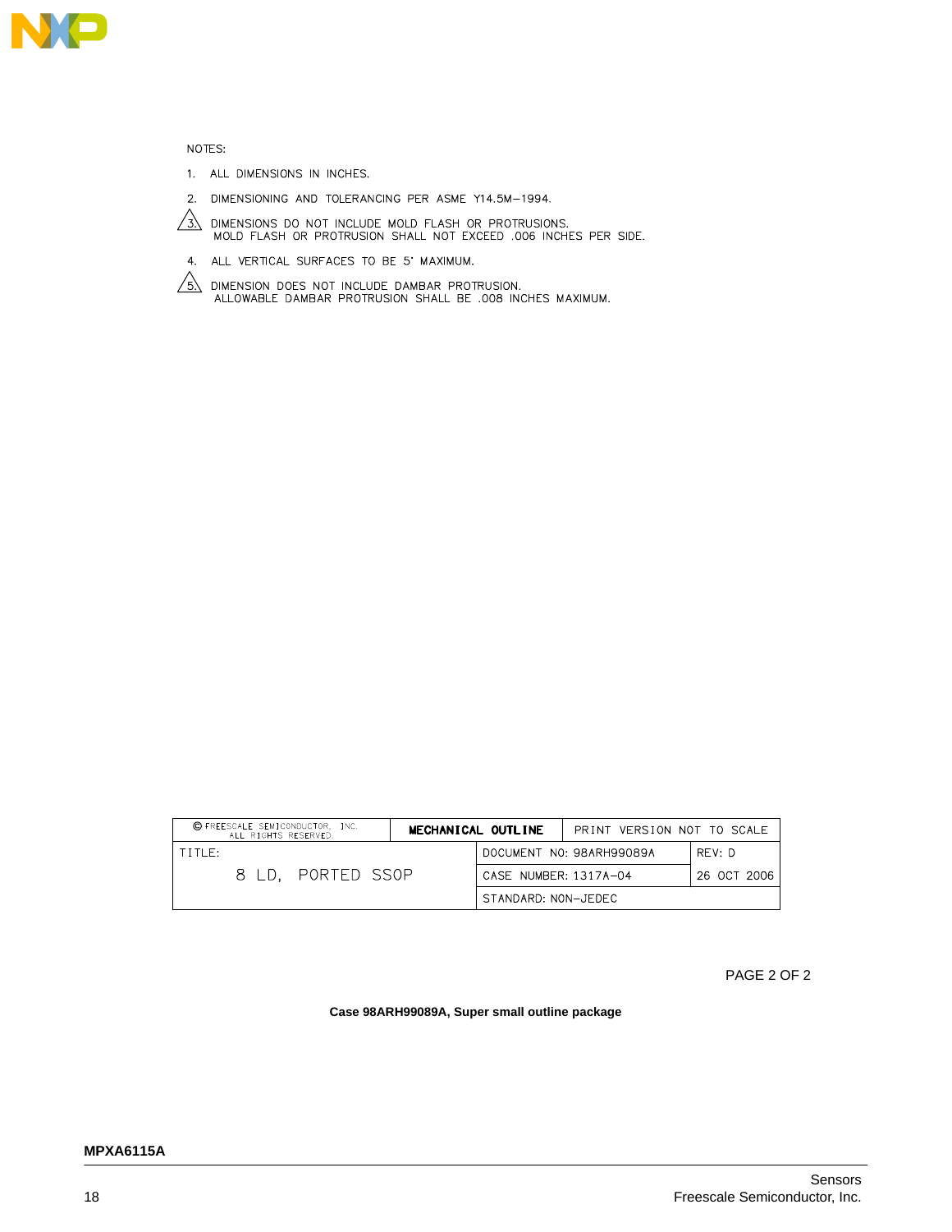NOTES:

1. ALL DIMENSIONS IN INCHES.
2. DIMENSIONING AND TOLERANCING PER ASME Y14.5M–1994.
3. (△) DIMENSIONS DO NOT INCLUDE MOLD FLASH OR PROTRUSIONS. MOLD FLASH OR PROTRUSION SHALL NOT EXCEED .006 INCHES PER SIDE.
4. ALL VERTICAL SURFACES TO BE 5° MAXIMUM.
5. (△) DIMENSION DOES NOT INCLUDE DAMBAR PROTRUSION. ALLOWABLE DAMBAR PROTRUSION SHALL BE .008 INCHES MAXIMUM.

| © FREESCALE SEMICONDUCTOR, INC. ALL RIGHTS RESERVED. | MECHANICAL OUTLINE | PRINT VERSION NOT TO SCALE | |
|---|---|---|---|
| TITLE: 8 LD, PORTED SSOP | | DOCUMENT NO: 98ARH99089A | REV: D |
| | | CASE NUMBER: 1317A–04 | 26 OCT 2006 |
| | | STANDARD: NON–JEDEC | |

PAGE 2 OF 2

**Case 98ARH99089A, Super small outline package**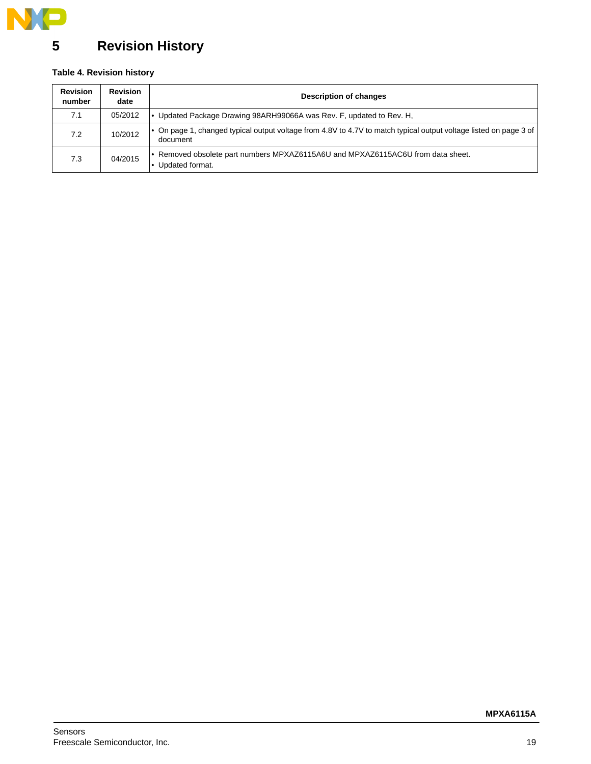# 5 Revision History

**Table 4. Revision history**

| Revision number | Revision date | Description of changes |
|---|---|---|
| 7.1 | 05/2012 | • Updated Package Drawing 98ARH99066A was Rev. F, updated to Rev. H, |
| 7.2 | 10/2012 | • On page 1, changed typical output voltage from 4.8V to 4.7V to match typical output voltage listed on page 3 of document |
| 7.3 | 04/2015 | • Removed obsolete part numbers MPXAZ6115A6U and MPXAZ6115AC6U from data sheet.<br>• Updated format. |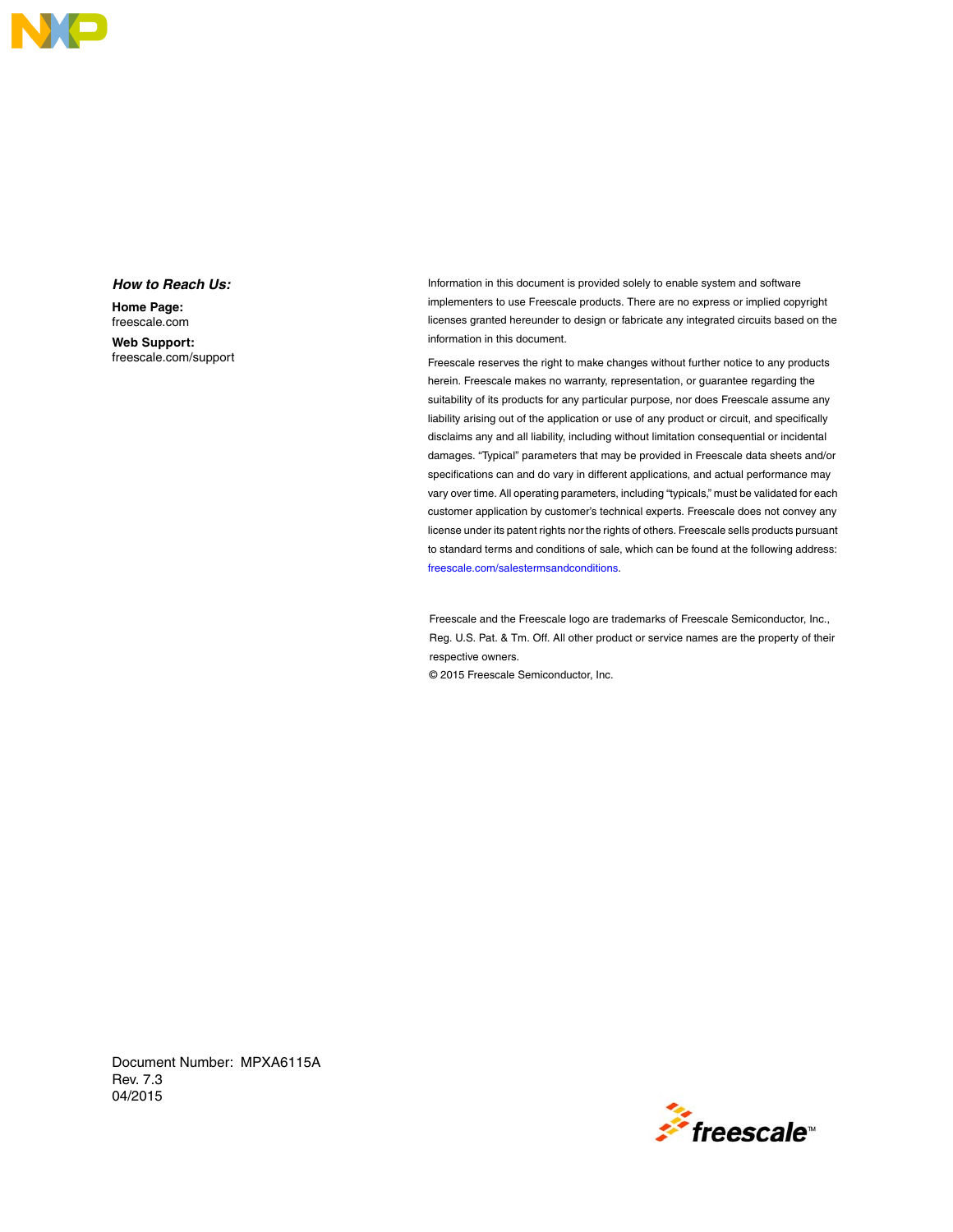*How to Reach Us:*

**Home Page:**
freescale.com

**Web Support:**
freescale.com/support

Information in this document is provided solely to enable system and software implementers to use Freescale products. There are no express or implied copyright licenses granted hereunder to design or fabricate any integrated circuits based on the information in this document.

Freescale reserves the right to make changes without further notice to any products herein. Freescale makes no warranty, representation, or guarantee regarding the suitability of its products for any particular purpose, nor does Freescale assume any liability arising out of the application or use of any product or circuit, and specifically disclaims any and all liability, including without limitation consequential or incidental damages. “Typical” parameters that may be provided in Freescale data sheets and/or specifications can and do vary in different applications, and actual performance may vary over time. All operating parameters, including “typicals,” must be validated for each customer application by customer’s technical experts. Freescale does not convey any license under its patent rights nor the rights of others. Freescale sells products pursuant to standard terms and conditions of sale, which can be found at the following address: freescale.com/salestermsandconditions.

Freescale and the Freescale logo are trademarks of Freescale Semiconductor, Inc., Reg. U.S. Pat. & Tm. Off. All other product or service names are the property of their respective owners.
© 2015 Freescale Semiconductor, Inc.

Document Number: MPXA6115A
Rev. 7.3
04/2015